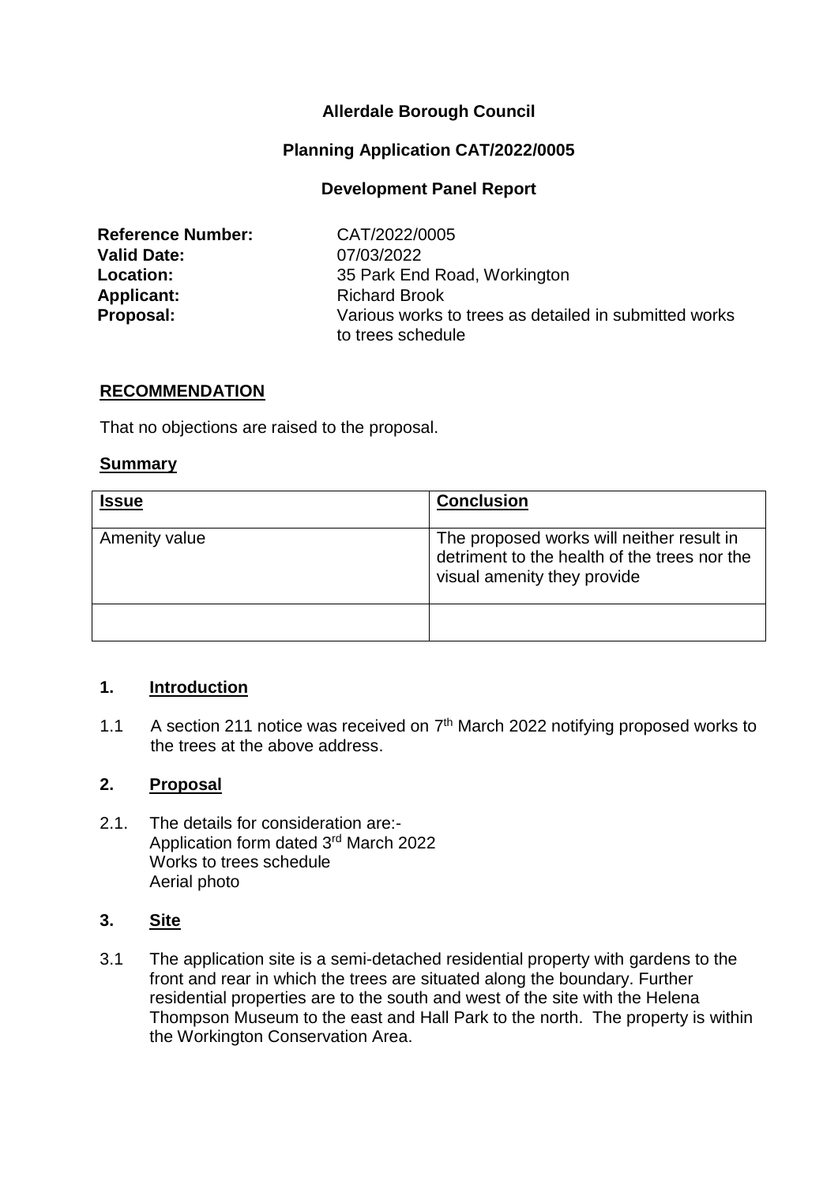**Allerdale Borough Council**

**Planning Application CAT/2022/0005**

**Development Panel Report**

| | |
|---|---|
| **Reference Number:** | CAT/2022/0005 |
| **Valid Date:** | 07/03/2022 |
| **Location:** | 35 Park End Road, Workington |
| **Applicant:** | Richard Brook |
| **Proposal:** | Various works to trees as detailed in submitted works to trees schedule |

## RECOMMENDATION

That no objections are raised to the proposal.

## Summary

| Issue | Conclusion |
|---|---|
| Amenity value | The proposed works will neither result in detriment to the health of the trees nor the visual amenity they provide |
| | |

## 1. Introduction

1.1 A section 211 notice was received on 7th March 2022 notifying proposed works to the trees at the above address.

## 2. Proposal

2.1. The details for consideration are:-
Application form dated 3rd March 2022
Works to trees schedule
Aerial photo

## 3. Site

3.1 The application site is a semi-detached residential property with gardens to the front and rear in which the trees are situated along the boundary. Further residential properties are to the south and west of the site with the Helena Thompson Museum to the east and Hall Park to the north. The property is within the Workington Conservation Area.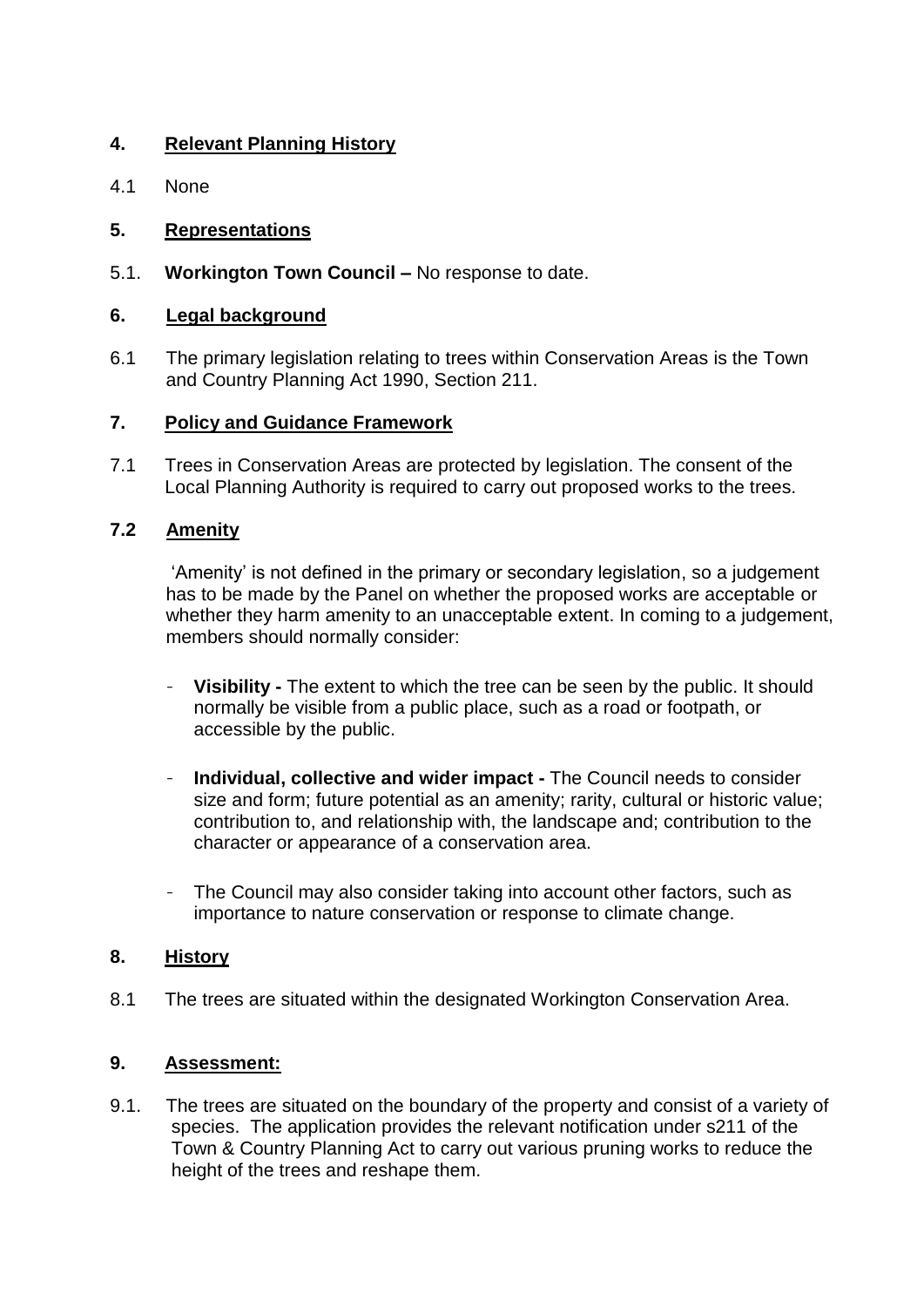## 4. Relevant Planning History

4.1 None

## 5. Representations

5.1. **Workington Town Council –** No response to date.

## 6. Legal background

6.1 The primary legislation relating to trees within Conservation Areas is the Town and Country Planning Act 1990, Section 211.

## 7. Policy and Guidance Framework

7.1 Trees in Conservation Areas are protected by legislation. The consent of the Local Planning Authority is required to carry out proposed works to the trees.

### 7.2 Amenity

'Amenity' is not defined in the primary or secondary legislation, so a judgement has to be made by the Panel on whether the proposed works are acceptable or whether they harm amenity to an unacceptable extent. In coming to a judgement, members should normally consider:

- **Visibility -** The extent to which the tree can be seen by the public. It should normally be visible from a public place, such as a road or footpath, or accessible by the public.
- **Individual, collective and wider impact -** The Council needs to consider size and form; future potential as an amenity; rarity, cultural or historic value; contribution to, and relationship with, the landscape and; contribution to the character or appearance of a conservation area.
- The Council may also consider taking into account other factors, such as importance to nature conservation or response to climate change.

## 8. History

8.1 The trees are situated within the designated Workington Conservation Area.

## 9. Assessment:

9.1. The trees are situated on the boundary of the property and consist of a variety of species. The application provides the relevant notification under s211 of the Town & Country Planning Act to carry out various pruning works to reduce the height of the trees and reshape them.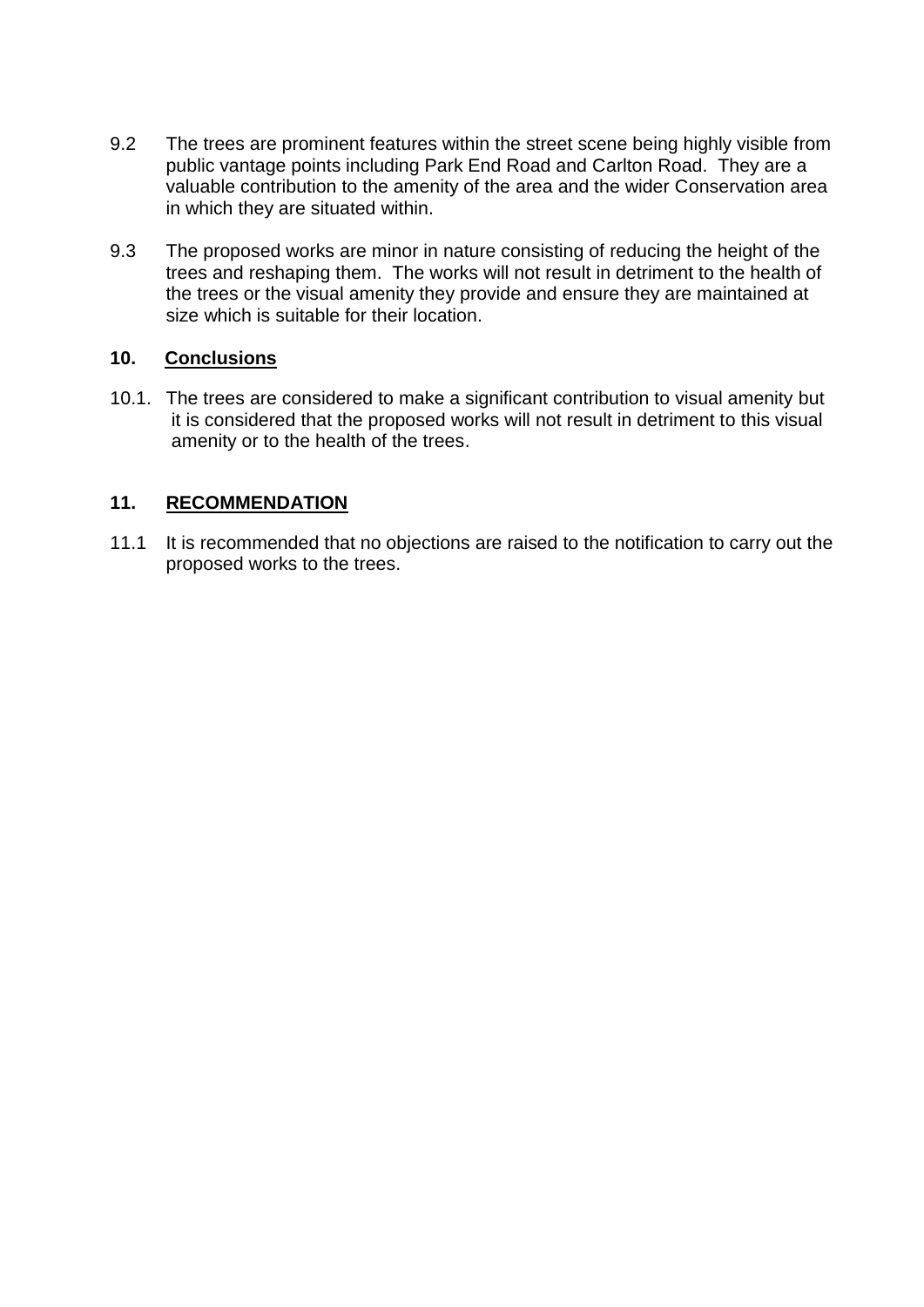9.2 The trees are prominent features within the street scene being highly visible from public vantage points including Park End Road and Carlton Road. They are a valuable contribution to the amenity of the area and the wider Conservation area in which they are situated within.

9.3 The proposed works are minor in nature consisting of reducing the height of the trees and reshaping them. The works will not result in detriment to the health of the trees or the visual amenity they provide and ensure they are maintained at size which is suitable for their location.

## 10. <u>Conclusions</u>

10.1. The trees are considered to make a significant contribution to visual amenity but it is considered that the proposed works will not result in detriment to this visual amenity or to the health of the trees.

## 11. <u>RECOMMENDATION</u>

11.1 It is recommended that no objections are raised to the notification to carry out the proposed works to the trees.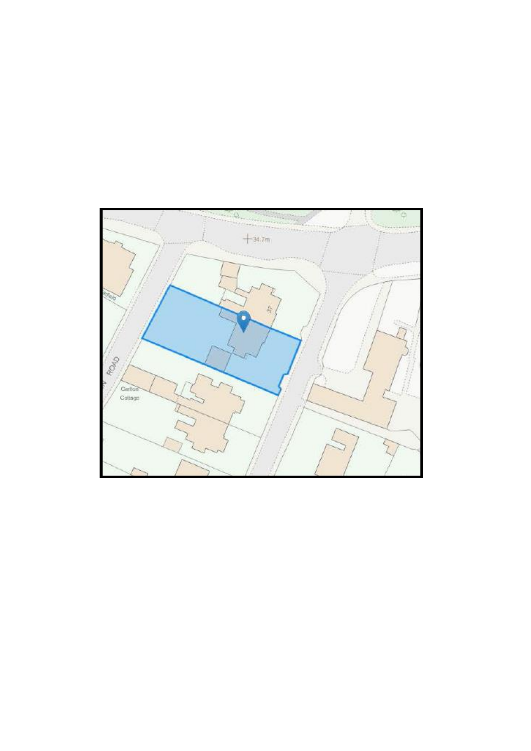34.7m

37

ROAD

Carlton Cottage